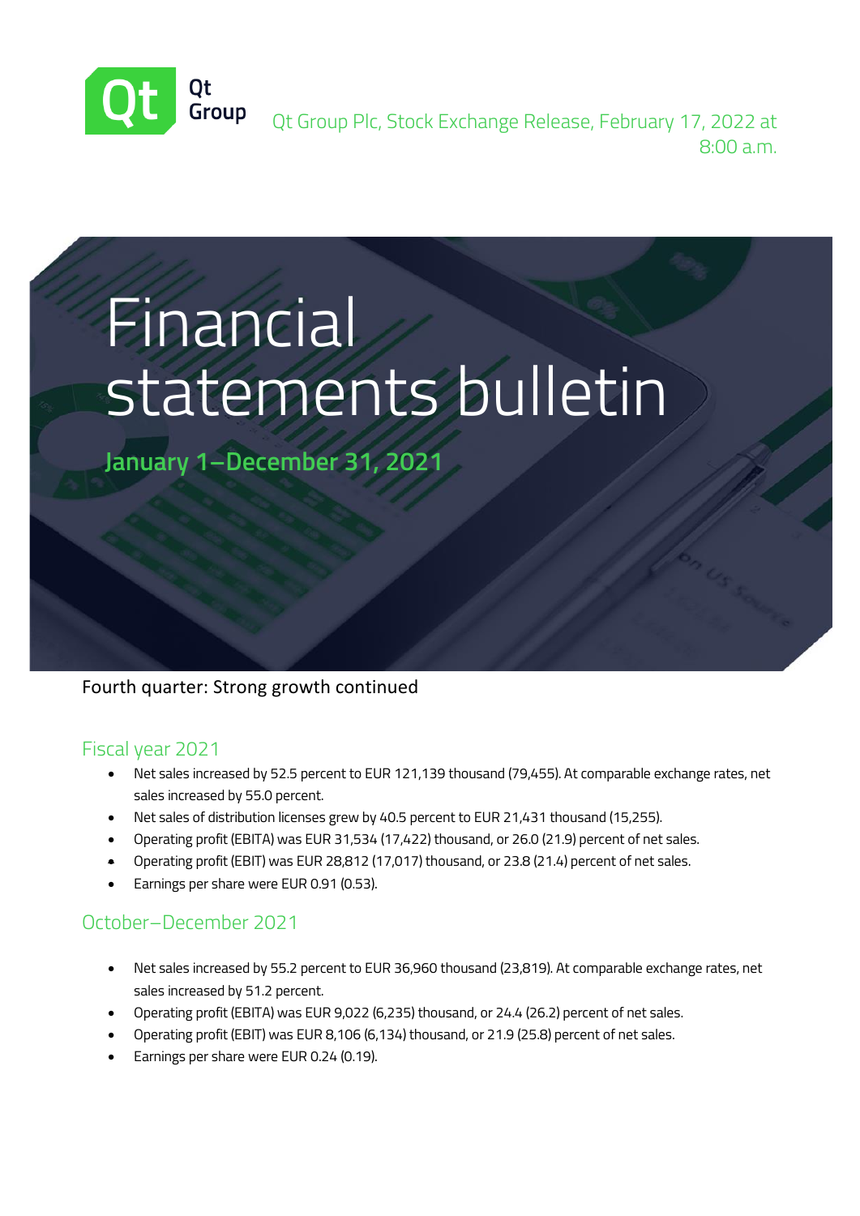Qt Group

Qt Group Plc, Stock Exchange Release, February 17, 2022 at 8:00 a.m.

# Financial statements bulletin

## January 1–December 31, 2021

Fourth quarter: Strong growth continued

## Fiscal year 2021

- Net sales increased by 52.5 percent to EUR 121,139 thousand (79,455). At comparable exchange rates, net sales increased by 55.0 percent.
- Net sales of distribution licenses grew by 40.5 percent to EUR 21,431 thousand (15,255).
- Operating profit (EBITA) was EUR 31,534 (17,422) thousand, or 26.0 (21.9) percent of net sales.
- Operating profit (EBIT) was EUR 28,812 (17,017) thousand, or 23.8 (21.4) percent of net sales.
- Earnings per share were EUR 0.91 (0.53).

## October–December 2021

- Net sales increased by 55.2 percent to EUR 36,960 thousand (23,819). At comparable exchange rates, net sales increased by 51.2 percent.
- Operating profit (EBITA) was EUR 9,022 (6,235) thousand, or 24.4 (26.2) percent of net sales.
- Operating profit (EBIT) was EUR 8,106 (6,134) thousand, or 21.9 (25.8) percent of net sales.
- Earnings per share were EUR 0.24 (0.19).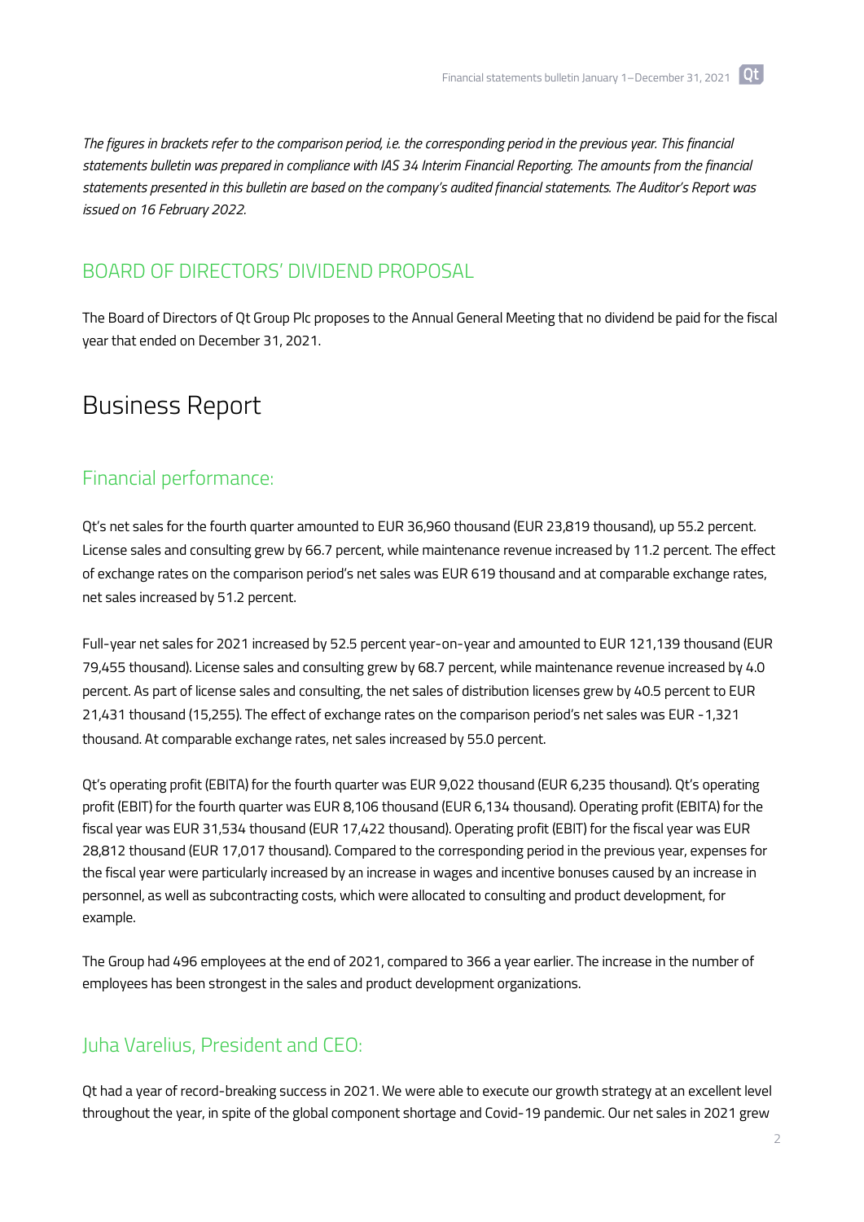*The figures in brackets refer to the comparison period, i.e. the corresponding period in the previous year. This financial statements bulletin was prepared in compliance with IAS 34 Interim Financial Reporting. The amounts from the financial statements presented in this bulletin are based on the company's audited financial statements. The Auditor's Report was issued on 16 February 2022.*

## BOARD OF DIRECTORS' DIVIDEND PROPOSAL

The Board of Directors of Qt Group Plc proposes to the Annual General Meeting that no dividend be paid for the fiscal year that ended on December 31, 2021.

# Business Report

## Financial performance:

Qt's net sales for the fourth quarter amounted to EUR 36,960 thousand (EUR 23,819 thousand), up 55.2 percent. License sales and consulting grew by 66.7 percent, while maintenance revenue increased by 11.2 percent. The effect of exchange rates on the comparison period's net sales was EUR 619 thousand and at comparable exchange rates, net sales increased by 51.2 percent.

Full-year net sales for 2021 increased by 52.5 percent year-on-year and amounted to EUR 121,139 thousand (EUR 79,455 thousand). License sales and consulting grew by 68.7 percent, while maintenance revenue increased by 4.0 percent. As part of license sales and consulting, the net sales of distribution licenses grew by 40.5 percent to EUR 21,431 thousand (15,255). The effect of exchange rates on the comparison period's net sales was EUR -1,321 thousand. At comparable exchange rates, net sales increased by 55.0 percent.

Qt's operating profit (EBITA) for the fourth quarter was EUR 9,022 thousand (EUR 6,235 thousand). Qt's operating profit (EBIT) for the fourth quarter was EUR 8,106 thousand (EUR 6,134 thousand). Operating profit (EBITA) for the fiscal year was EUR 31,534 thousand (EUR 17,422 thousand). Operating profit (EBIT) for the fiscal year was EUR 28,812 thousand (EUR 17,017 thousand). Compared to the corresponding period in the previous year, expenses for the fiscal year were particularly increased by an increase in wages and incentive bonuses caused by an increase in personnel, as well as subcontracting costs, which were allocated to consulting and product development, for example.

The Group had 496 employees at the end of 2021, compared to 366 a year earlier. The increase in the number of employees has been strongest in the sales and product development organizations.

## Juha Varelius, President and CEO:

Qt had a year of record-breaking success in 2021. We were able to execute our growth strategy at an excellent level throughout the year, in spite of the global component shortage and Covid-19 pandemic. Our net sales in 2021 grew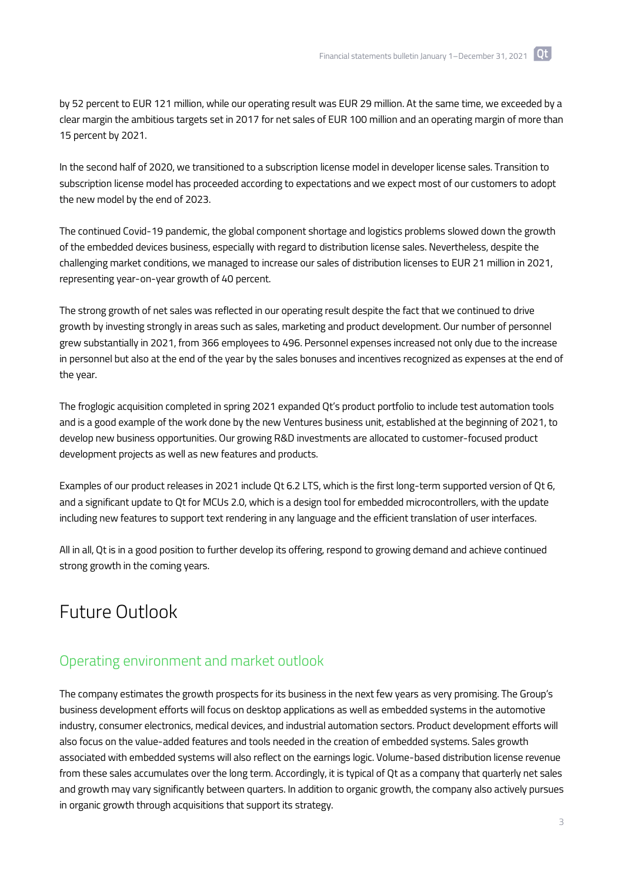by 52 percent to EUR 121 million, while our operating result was EUR 29 million. At the same time, we exceeded by a clear margin the ambitious targets set in 2017 for net sales of EUR 100 million and an operating margin of more than 15 percent by 2021.

In the second half of 2020, we transitioned to a subscription license model in developer license sales. Transition to subscription license model has proceeded according to expectations and we expect most of our customers to adopt the new model by the end of 2023.

The continued Covid-19 pandemic, the global component shortage and logistics problems slowed down the growth of the embedded devices business, especially with regard to distribution license sales. Nevertheless, despite the challenging market conditions, we managed to increase our sales of distribution licenses to EUR 21 million in 2021, representing year-on-year growth of 40 percent.

The strong growth of net sales was reflected in our operating result despite the fact that we continued to drive growth by investing strongly in areas such as sales, marketing and product development. Our number of personnel grew substantially in 2021, from 366 employees to 496. Personnel expenses increased not only due to the increase in personnel but also at the end of the year by the sales bonuses and incentives recognized as expenses at the end of the year.

The froglogic acquisition completed in spring 2021 expanded Qt's product portfolio to include test automation tools and is a good example of the work done by the new Ventures business unit, established at the beginning of 2021, to develop new business opportunities. Our growing R&D investments are allocated to customer-focused product development projects as well as new features and products.

Examples of our product releases in 2021 include Qt 6.2 LTS, which is the first long-term supported version of Qt 6, and a significant update to Qt for MCUs 2.0, which is a design tool for embedded microcontrollers, with the update including new features to support text rendering in any language and the efficient translation of user interfaces.

All in all, Qt is in a good position to further develop its offering, respond to growing demand and achieve continued strong growth in the coming years.

# Future Outlook

## Operating environment and market outlook

The company estimates the growth prospects for its business in the next few years as very promising. The Group's business development efforts will focus on desktop applications as well as embedded systems in the automotive industry, consumer electronics, medical devices, and industrial automation sectors. Product development efforts will also focus on the value-added features and tools needed in the creation of embedded systems. Sales growth associated with embedded systems will also reflect on the earnings logic. Volume-based distribution license revenue from these sales accumulates over the long term. Accordingly, it is typical of Qt as a company that quarterly net sales and growth may vary significantly between quarters. In addition to organic growth, the company also actively pursues in organic growth through acquisitions that support its strategy.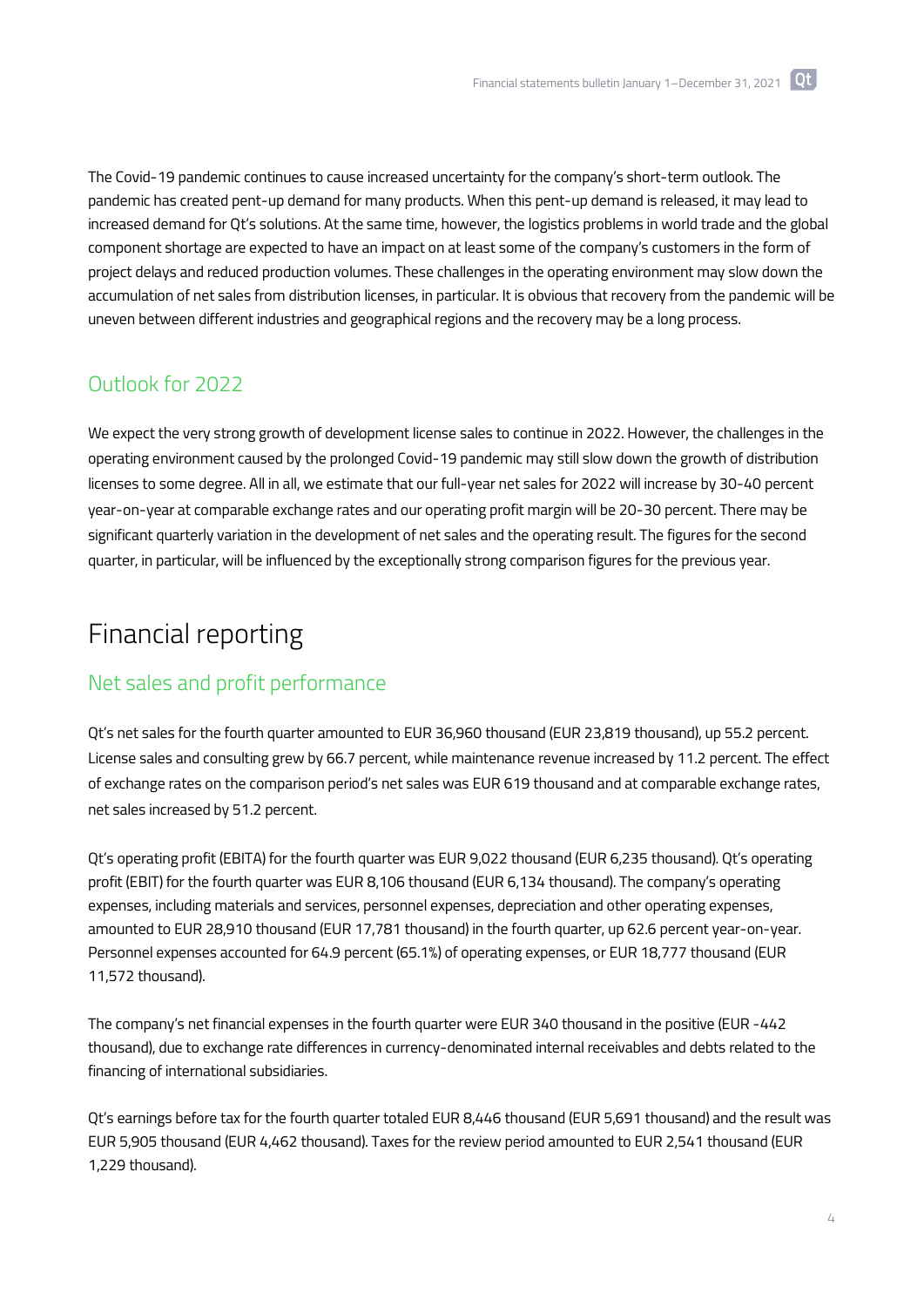The Covid-19 pandemic continues to cause increased uncertainty for the company's short-term outlook. The pandemic has created pent-up demand for many products. When this pent-up demand is released, it may lead to increased demand for Qt's solutions. At the same time, however, the logistics problems in world trade and the global component shortage are expected to have an impact on at least some of the company's customers in the form of project delays and reduced production volumes. These challenges in the operating environment may slow down the accumulation of net sales from distribution licenses, in particular. It is obvious that recovery from the pandemic will be uneven between different industries and geographical regions and the recovery may be a long process.

## Outlook for 2022

We expect the very strong growth of development license sales to continue in 2022. However, the challenges in the operating environment caused by the prolonged Covid-19 pandemic may still slow down the growth of distribution licenses to some degree. All in all, we estimate that our full-year net sales for 2022 will increase by 30-40 percent year-on-year at comparable exchange rates and our operating profit margin will be 20-30 percent. There may be significant quarterly variation in the development of net sales and the operating result. The figures for the second quarter, in particular, will be influenced by the exceptionally strong comparison figures for the previous year.

# Financial reporting

## Net sales and profit performance

Qt's net sales for the fourth quarter amounted to EUR 36,960 thousand (EUR 23,819 thousand), up 55.2 percent. License sales and consulting grew by 66.7 percent, while maintenance revenue increased by 11.2 percent. The effect of exchange rates on the comparison period's net sales was EUR 619 thousand and at comparable exchange rates, net sales increased by 51.2 percent.

Qt's operating profit (EBITA) for the fourth quarter was EUR 9,022 thousand (EUR 6,235 thousand). Qt's operating profit (EBIT) for the fourth quarter was EUR 8,106 thousand (EUR 6,134 thousand). The company's operating expenses, including materials and services, personnel expenses, depreciation and other operating expenses, amounted to EUR 28,910 thousand (EUR 17,781 thousand) in the fourth quarter, up 62.6 percent year-on-year. Personnel expenses accounted for 64.9 percent (65.1%) of operating expenses, or EUR 18,777 thousand (EUR 11,572 thousand).

The company's net financial expenses in the fourth quarter were EUR 340 thousand in the positive (EUR -442 thousand), due to exchange rate differences in currency-denominated internal receivables and debts related to the financing of international subsidiaries.

Qt's earnings before tax for the fourth quarter totaled EUR 8,446 thousand (EUR 5,691 thousand) and the result was EUR 5,905 thousand (EUR 4,462 thousand). Taxes for the review period amounted to EUR 2,541 thousand (EUR 1,229 thousand).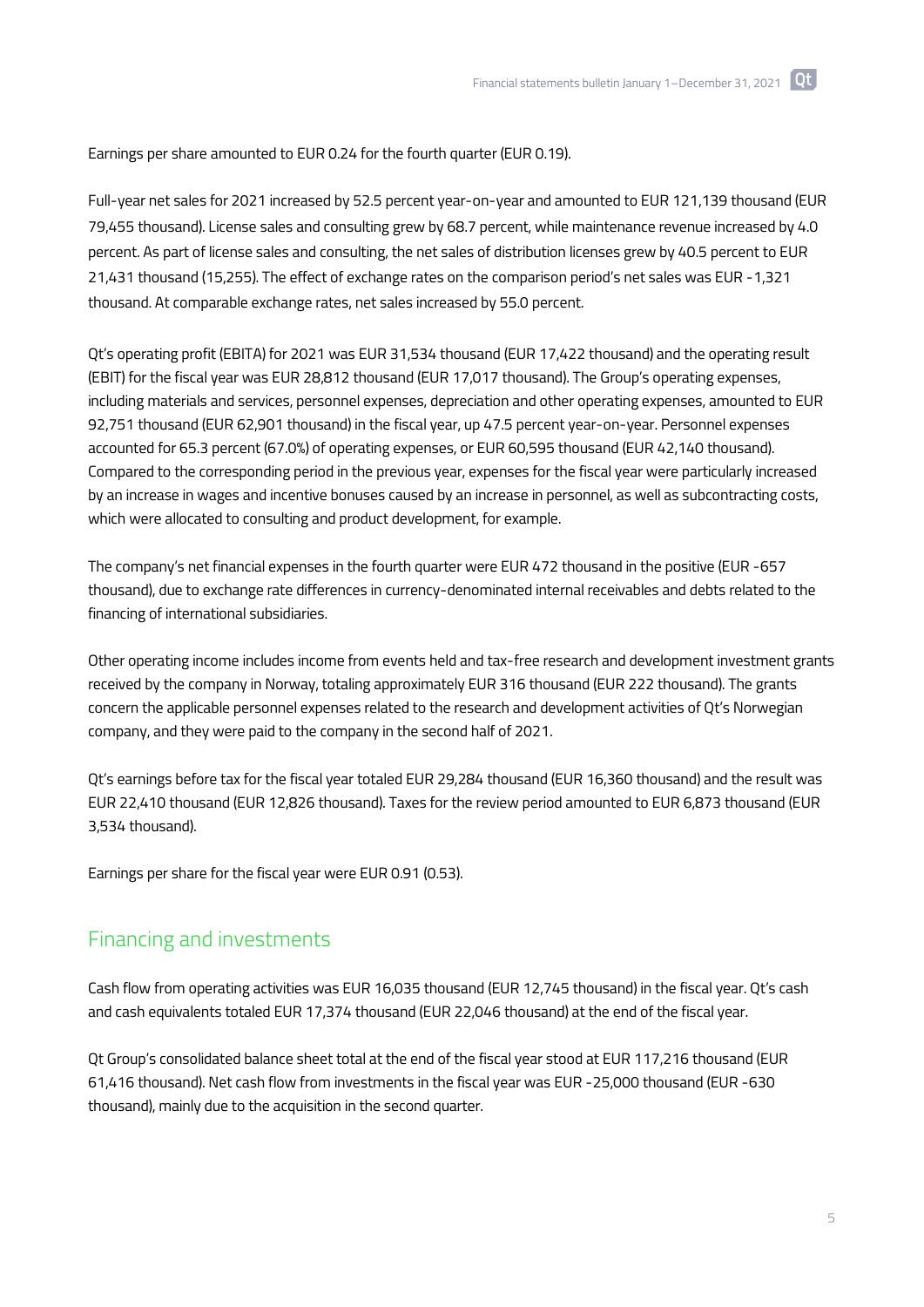Earnings per share amounted to EUR 0.24 for the fourth quarter (EUR 0.19).

Full-year net sales for 2021 increased by 52.5 percent year-on-year and amounted to EUR 121,139 thousand (EUR 79,455 thousand). License sales and consulting grew by 68.7 percent, while maintenance revenue increased by 4.0 percent. As part of license sales and consulting, the net sales of distribution licenses grew by 40.5 percent to EUR 21,431 thousand (15,255). The effect of exchange rates on the comparison period's net sales was EUR -1,321 thousand. At comparable exchange rates, net sales increased by 55.0 percent.

Qt's operating profit (EBITA) for 2021 was EUR 31,534 thousand (EUR 17,422 thousand) and the operating result (EBIT) for the fiscal year was EUR 28,812 thousand (EUR 17,017 thousand). The Group's operating expenses, including materials and services, personnel expenses, depreciation and other operating expenses, amounted to EUR 92,751 thousand (EUR 62,901 thousand) in the fiscal year, up 47.5 percent year-on-year. Personnel expenses accounted for 65.3 percent (67.0%) of operating expenses, or EUR 60,595 thousand (EUR 42,140 thousand). Compared to the corresponding period in the previous year, expenses for the fiscal year were particularly increased by an increase in wages and incentive bonuses caused by an increase in personnel, as well as subcontracting costs, which were allocated to consulting and product development, for example.

The company's net financial expenses in the fourth quarter were EUR 472 thousand in the positive (EUR -657 thousand), due to exchange rate differences in currency-denominated internal receivables and debts related to the financing of international subsidiaries.

Other operating income includes income from events held and tax-free research and development investment grants received by the company in Norway, totaling approximately EUR 316 thousand (EUR 222 thousand). The grants concern the applicable personnel expenses related to the research and development activities of Qt's Norwegian company, and they were paid to the company in the second half of 2021.

Qt's earnings before tax for the fiscal year totaled EUR 29,284 thousand (EUR 16,360 thousand) and the result was EUR 22,410 thousand (EUR 12,826 thousand). Taxes for the review period amounted to EUR 6,873 thousand (EUR 3,534 thousand).

Earnings per share for the fiscal year were EUR 0.91 (0.53).

## Financing and investments

Cash flow from operating activities was EUR 16,035 thousand (EUR 12,745 thousand) in the fiscal year. Qt's cash and cash equivalents totaled EUR 17,374 thousand (EUR 22,046 thousand) at the end of the fiscal year.

Qt Group's consolidated balance sheet total at the end of the fiscal year stood at EUR 117,216 thousand (EUR 61,416 thousand). Net cash flow from investments in the fiscal year was EUR -25,000 thousand (EUR -630 thousand), mainly due to the acquisition in the second quarter.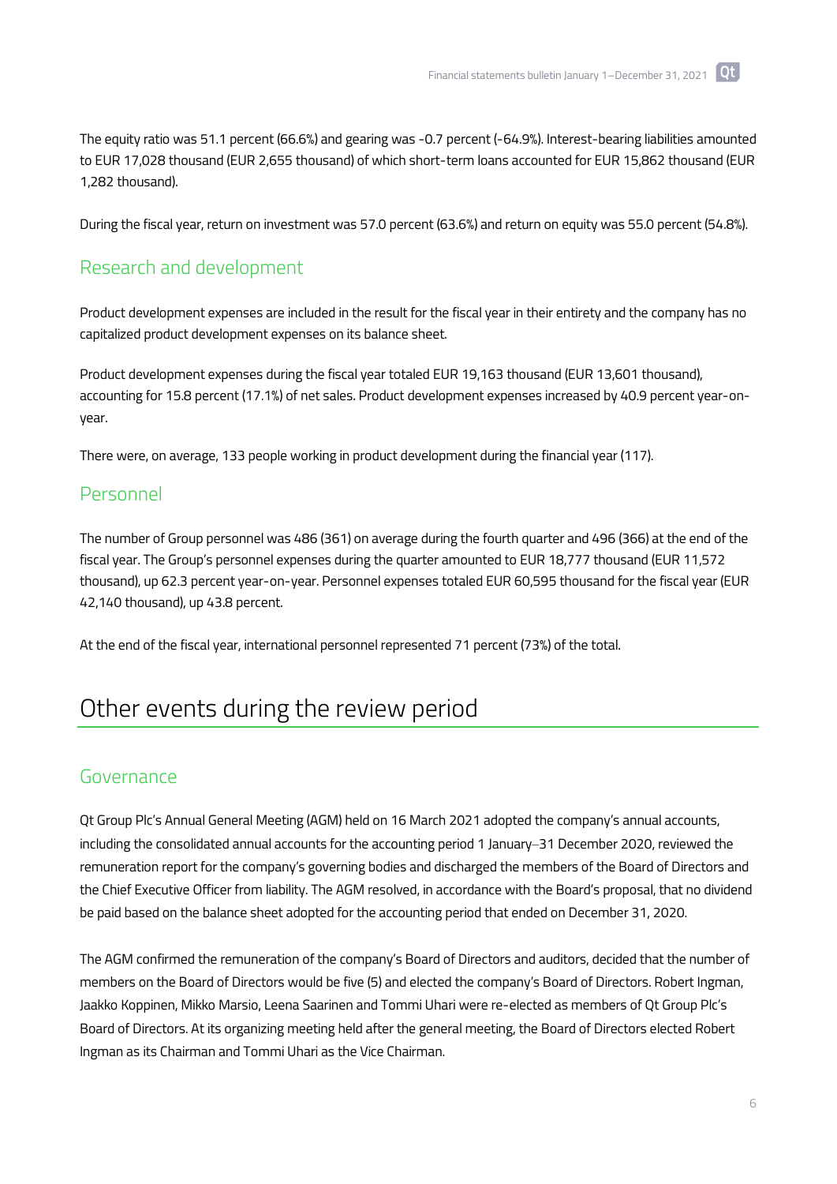The equity ratio was 51.1 percent (66.6%) and gearing was -0.7 percent (-64.9%). Interest-bearing liabilities amounted to EUR 17,028 thousand (EUR 2,655 thousand) of which short-term loans accounted for EUR 15,862 thousand (EUR 1,282 thousand).

During the fiscal year, return on investment was 57.0 percent (63.6%) and return on equity was 55.0 percent (54.8%).

## Research and development

Product development expenses are included in the result for the fiscal year in their entirety and the company has no capitalized product development expenses on its balance sheet.

Product development expenses during the fiscal year totaled EUR 19,163 thousand (EUR 13,601 thousand), accounting for 15.8 percent (17.1%) of net sales. Product development expenses increased by 40.9 percent year-on-year.

There were, on average, 133 people working in product development during the financial year (117).

## Personnel

The number of Group personnel was 486 (361) on average during the fourth quarter and 496 (366) at the end of the fiscal year. The Group's personnel expenses during the quarter amounted to EUR 18,777 thousand (EUR 11,572 thousand), up 62.3 percent year-on-year. Personnel expenses totaled EUR 60,595 thousand for the fiscal year (EUR 42,140 thousand), up 43.8 percent.

At the end of the fiscal year, international personnel represented 71 percent (73%) of the total.

# Other events during the review period

## Governance

Qt Group Plc's Annual General Meeting (AGM) held on 16 March 2021 adopted the company's annual accounts, including the consolidated annual accounts for the accounting period 1 January–31 December 2020, reviewed the remuneration report for the company's governing bodies and discharged the members of the Board of Directors and the Chief Executive Officer from liability. The AGM resolved, in accordance with the Board's proposal, that no dividend be paid based on the balance sheet adopted for the accounting period that ended on December 31, 2020.

The AGM confirmed the remuneration of the company's Board of Directors and auditors, decided that the number of members on the Board of Directors would be five (5) and elected the company's Board of Directors. Robert Ingman, Jaakko Koppinen, Mikko Marsio, Leena Saarinen and Tommi Uhari were re-elected as members of Qt Group Plc's Board of Directors. At its organizing meeting held after the general meeting, the Board of Directors elected Robert Ingman as its Chairman and Tommi Uhari as the Vice Chairman.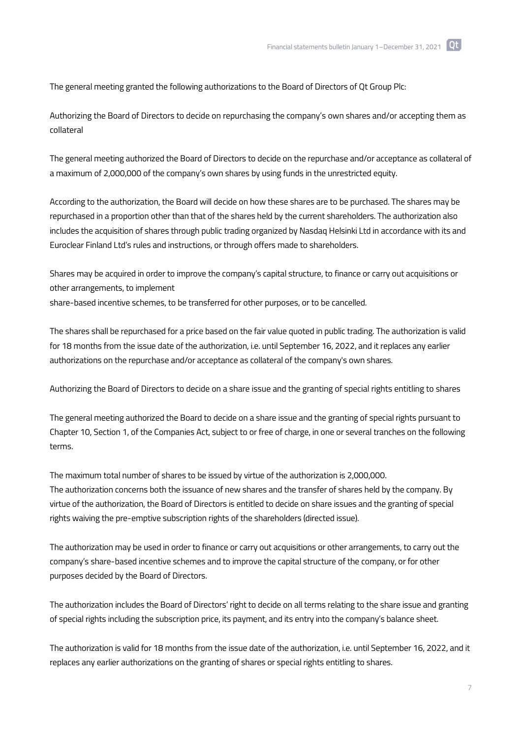The general meeting granted the following authorizations to the Board of Directors of Qt Group Plc:

Authorizing the Board of Directors to decide on repurchasing the company's own shares and/or accepting them as collateral

The general meeting authorized the Board of Directors to decide on the repurchase and/or acceptance as collateral of a maximum of 2,000,000 of the company's own shares by using funds in the unrestricted equity.

According to the authorization, the Board will decide on how these shares are to be purchased. The shares may be repurchased in a proportion other than that of the shares held by the current shareholders. The authorization also includes the acquisition of shares through public trading organized by Nasdaq Helsinki Ltd in accordance with its and Euroclear Finland Ltd's rules and instructions, or through offers made to shareholders.

Shares may be acquired in order to improve the company's capital structure, to finance or carry out acquisitions or other arrangements, to implement
share-based incentive schemes, to be transferred for other purposes, or to be cancelled.

The shares shall be repurchased for a price based on the fair value quoted in public trading. The authorization is valid for 18 months from the issue date of the authorization, i.e. until September 16, 2022, and it replaces any earlier authorizations on the repurchase and/or acceptance as collateral of the company's own shares.

Authorizing the Board of Directors to decide on a share issue and the granting of special rights entitling to shares

The general meeting authorized the Board to decide on a share issue and the granting of special rights pursuant to Chapter 10, Section 1, of the Companies Act, subject to or free of charge, in one or several tranches on the following terms.

The maximum total number of shares to be issued by virtue of the authorization is 2,000,000.
The authorization concerns both the issuance of new shares and the transfer of shares held by the company. By virtue of the authorization, the Board of Directors is entitled to decide on share issues and the granting of special rights waiving the pre-emptive subscription rights of the shareholders (directed issue).

The authorization may be used in order to finance or carry out acquisitions or other arrangements, to carry out the company's share-based incentive schemes and to improve the capital structure of the company, or for other purposes decided by the Board of Directors.

The authorization includes the Board of Directors' right to decide on all terms relating to the share issue and granting of special rights including the subscription price, its payment, and its entry into the company's balance sheet.

The authorization is valid for 18 months from the issue date of the authorization, i.e. until September 16, 2022, and it replaces any earlier authorizations on the granting of shares or special rights entitling to shares.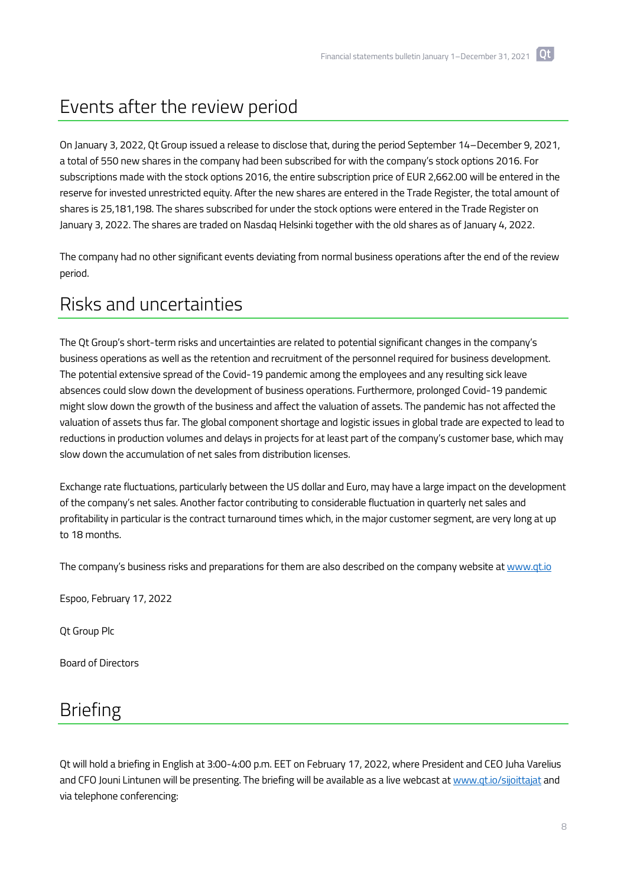# Events after the review period

On January 3, 2022, Qt Group issued a release to disclose that, during the period September 14–December 9, 2021, a total of 550 new shares in the company had been subscribed for with the company's stock options 2016. For subscriptions made with the stock options 2016, the entire subscription price of EUR 2,662.00 will be entered in the reserve for invested unrestricted equity. After the new shares are entered in the Trade Register, the total amount of shares is 25,181,198. The shares subscribed for under the stock options were entered in the Trade Register on January 3, 2022. The shares are traded on Nasdaq Helsinki together with the old shares as of January 4, 2022.

The company had no other significant events deviating from normal business operations after the end of the review period.

# Risks and uncertainties

The Qt Group's short-term risks and uncertainties are related to potential significant changes in the company's business operations as well as the retention and recruitment of the personnel required for business development. The potential extensive spread of the Covid-19 pandemic among the employees and any resulting sick leave absences could slow down the development of business operations. Furthermore, prolonged Covid-19 pandemic might slow down the growth of the business and affect the valuation of assets. The pandemic has not affected the valuation of assets thus far. The global component shortage and logistic issues in global trade are expected to lead to reductions in production volumes and delays in projects for at least part of the company's customer base, which may slow down the accumulation of net sales from distribution licenses.

Exchange rate fluctuations, particularly between the US dollar and Euro, may have a large impact on the development of the company's net sales. Another factor contributing to considerable fluctuation in quarterly net sales and profitability in particular is the contract turnaround times which, in the major customer segment, are very long at up to 18 months.

The company's business risks and preparations for them are also described on the company website at [www.qt.io](http://www.qt.io)

Espoo, February 17, 2022

Qt Group Plc

Board of Directors

# Briefing

Qt will hold a briefing in English at 3:00-4:00 p.m. EET on February 17, 2022, where President and CEO Juha Varelius and CFO Jouni Lintunen will be presenting. The briefing will be available as a live webcast at [www.qt.io/sijoittajat](http://www.qt.io/sijoittajat) and via telephone conferencing: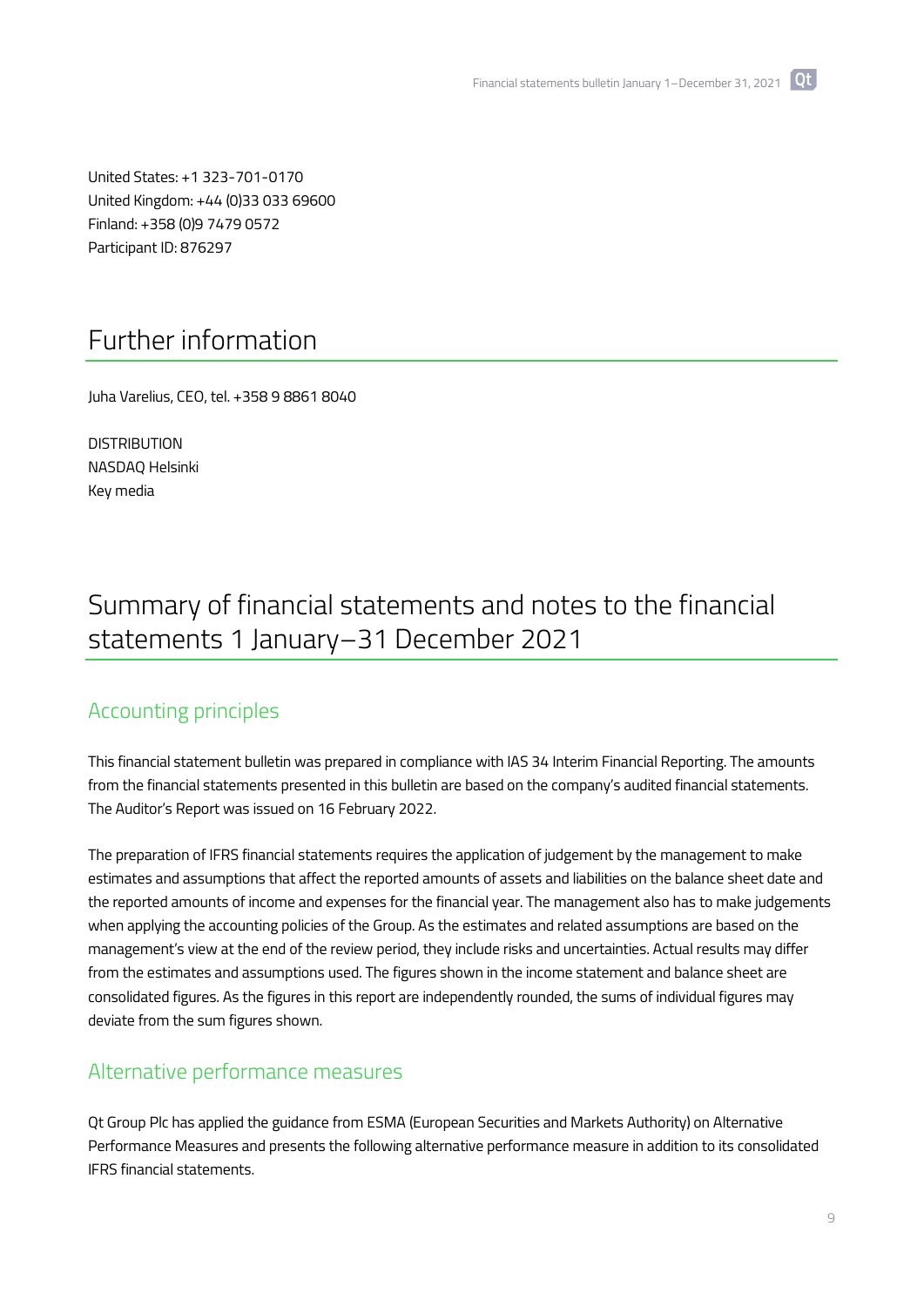United States: +1 323-701-0170
United Kingdom: +44 (0)33 033 69600
Finland: +358 (0)9 7479 0572
Participant ID: 876297

## Further information

Juha Varelius, CEO, tel. +358 9 8861 8040

DISTRIBUTION
NASDAQ Helsinki
Key media

# Summary of financial statements and notes to the financial statements 1 January–31 December 2021

### Accounting principles

This financial statement bulletin was prepared in compliance with IAS 34 Interim Financial Reporting. The amounts from the financial statements presented in this bulletin are based on the company's audited financial statements. The Auditor's Report was issued on 16 February 2022.

The preparation of IFRS financial statements requires the application of judgement by the management to make estimates and assumptions that affect the reported amounts of assets and liabilities on the balance sheet date and the reported amounts of income and expenses for the financial year. The management also has to make judgements when applying the accounting policies of the Group. As the estimates and related assumptions are based on the management's view at the end of the review period, they include risks and uncertainties. Actual results may differ from the estimates and assumptions used. The figures shown in the income statement and balance sheet are consolidated figures. As the figures in this report are independently rounded, the sums of individual figures may deviate from the sum figures shown.

### Alternative performance measures

Qt Group Plc has applied the guidance from ESMA (European Securities and Markets Authority) on Alternative Performance Measures and presents the following alternative performance measure in addition to its consolidated IFRS financial statements.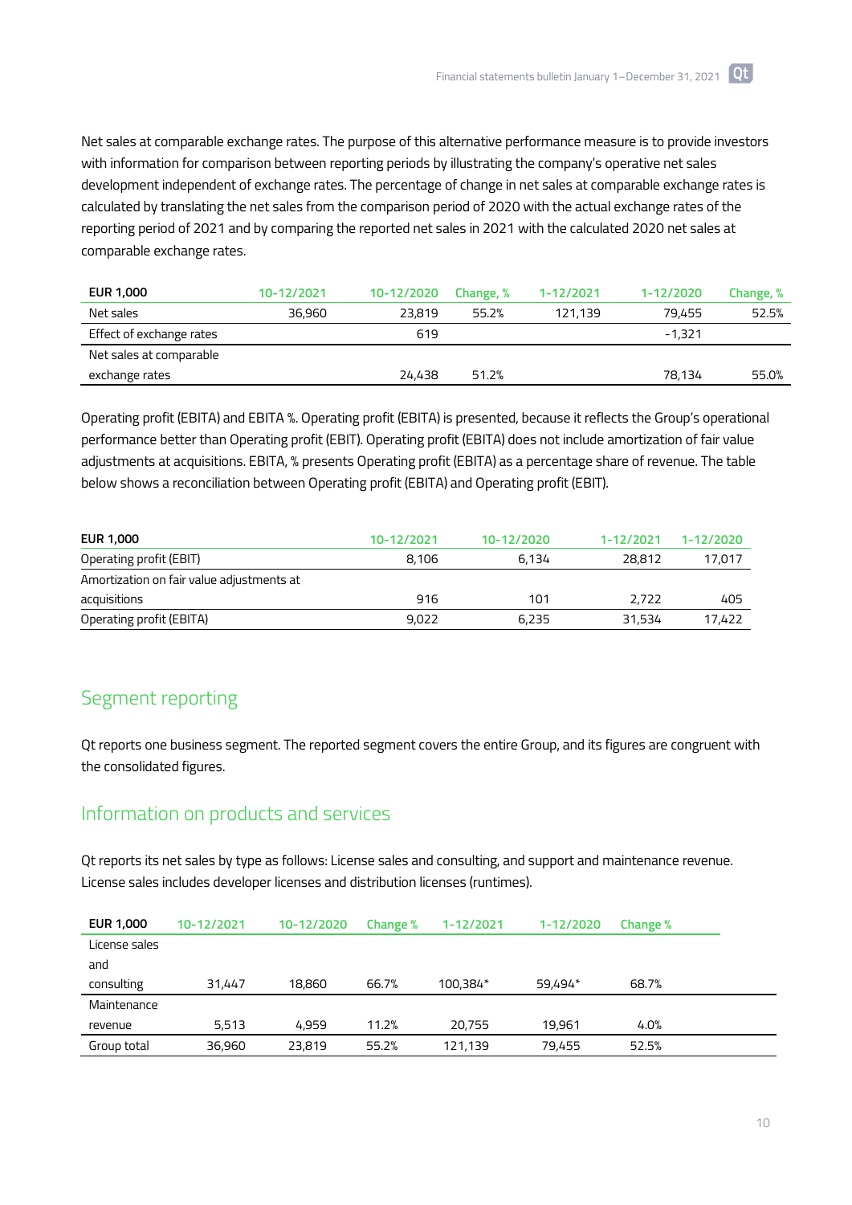Net sales at comparable exchange rates. The purpose of this alternative performance measure is to provide investors with information for comparison between reporting periods by illustrating the company's operative net sales development independent of exchange rates. The percentage of change in net sales at comparable exchange rates is calculated by translating the net sales from the comparison period of 2020 with the actual exchange rates of the reporting period of 2021 and by comparing the reported net sales in 2021 with the calculated 2020 net sales at comparable exchange rates.

| EUR 1,000 | 10-12/2021 | 10-12/2020 | Change, % | 1-12/2021 | 1-12/2020 | Change, % |
|---|---|---|---|---|---|---|
| Net sales | 36,960 | 23,819 | 55.2% | 121,139 | 79,455 | 52.5% |
| Effect of exchange rates | | 619 | | | -1,321 | |
| Net sales at comparable exchange rates | | 24,438 | 51.2% | | 78,134 | 55.0% |

Operating profit (EBITA) and EBITA %. Operating profit (EBITA) is presented, because it reflects the Group's operational performance better than Operating profit (EBIT). Operating profit (EBITA) does not include amortization of fair value adjustments at acquisitions. EBITA, % presents Operating profit (EBITA) as a percentage share of revenue. The table below shows a reconciliation between Operating profit (EBITA) and Operating profit (EBIT).

| EUR 1,000 | 10-12/2021 | 10-12/2020 | 1-12/2021 | 1-12/2020 |
|---|---|---|---|---|
| Operating profit (EBIT) | 8,106 | 6,134 | 28,812 | 17,017 |
| Amortization on fair value adjustments at acquisitions | 916 | 101 | 2,722 | 405 |
| Operating profit (EBITA) | 9,022 | 6,235 | 31,534 | 17,422 |

## Segment reporting

Qt reports one business segment. The reported segment covers the entire Group, and its figures are congruent with the consolidated figures.

## Information on products and services

Qt reports its net sales by type as follows: License sales and consulting, and support and maintenance revenue. License sales includes developer licenses and distribution licenses (runtimes).

| EUR 1,000 | 10-12/2021 | 10-12/2020 | Change % | 1-12/2021 | 1-12/2020 | Change % |
|---|---|---|---|---|---|---|
| License sales and consulting | 31,447 | 18,860 | 66.7% | 100,384* | 59,494* | 68.7% |
| Maintenance revenue | 5,513 | 4,959 | 11.2% | 20,755 | 19,961 | 4.0% |
| Group total | 36,960 | 23,819 | 55.2% | 121,139 | 79,455 | 52.5% |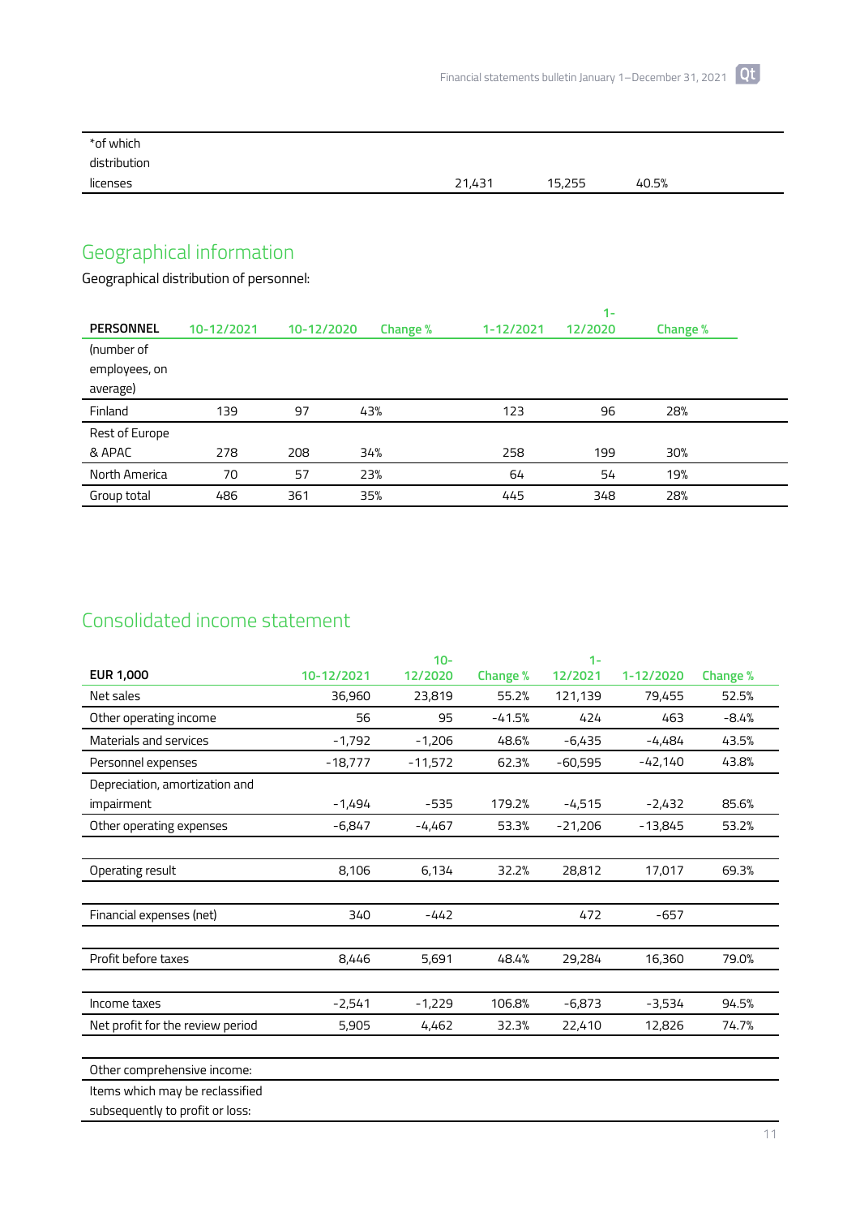| *of which distribution licenses | 21,431 | 15,255 | 40.5% |
|---|---|---|---|

## Geographical information

Geographical distribution of personnel:

| PERSONNEL (number of employees, on average) | 10-12/2021 | 10-12/2020 | Change % | 1-12/2021 | 1-12/2020 | Change % |
|---|---|---|---|---|---|---|
| Finland | 139 | 97 | 43% | 123 | 96 | 28% |
| Rest of Europe & APAC | 278 | 208 | 34% | 258 | 199 | 30% |
| North America | 70 | 57 | 23% | 64 | 54 | 19% |
| Group total | 486 | 361 | 35% | 445 | 348 | 28% |

## Consolidated income statement

| EUR 1,000 | 10-12/2021 | 10-12/2020 | Change % | 1-12/2021 | 1-12/2020 | Change % |
|---|---|---|---|---|---|---|
| Net sales | 36,960 | 23,819 | 55.2% | 121,139 | 79,455 | 52.5% |
| Other operating income | 56 | 95 | -41.5% | 424 | 463 | -8.4% |
| Materials and services | -1,792 | -1,206 | 48.6% | -6,435 | -4,484 | 43.5% |
| Personnel expenses | -18,777 | -11,572 | 62.3% | -60,595 | -42,140 | 43.8% |
| Depreciation, amortization and impairment | -1,494 | -535 | 179.2% | -4,515 | -2,432 | 85.6% |
| Other operating expenses | -6,847 | -4,467 | 53.3% | -21,206 | -13,845 | 53.2% |
| | | | | | | |
| Operating result | 8,106 | 6,134 | 32.2% | 28,812 | 17,017 | 69.3% |
| | | | | | | |
| Financial expenses (net) | 340 | -442 | | 472 | -657 | |
| | | | | | | |
| Profit before taxes | 8,446 | 5,691 | 48.4% | 29,284 | 16,360 | 79.0% |
| | | | | | | |
| Income taxes | -2,541 | -1,229 | 106.8% | -6,873 | -3,534 | 94.5% |
| Net profit for the review period | 5,905 | 4,462 | 32.3% | 22,410 | 12,826 | 74.7% |
| | | | | | | |
| Other comprehensive income: | | | | | | |
| Items which may be reclassified subsequently to profit or loss: | | | | | | |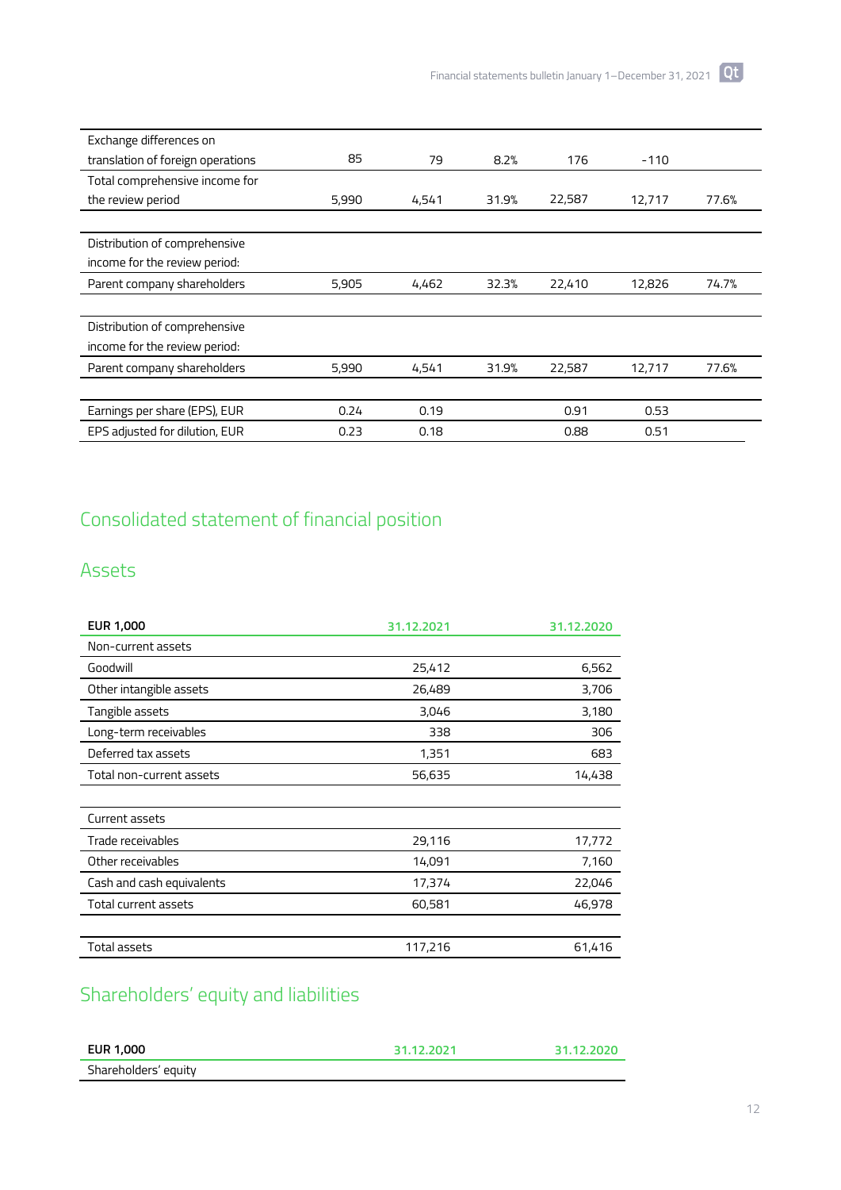| | | | | | | |
|---|---|---|---|---|---|---|
| Exchange differences on translation of foreign operations | 85 | 79 | 8.2% | 176 | -110 | |
| Total comprehensive income for the review period | 5,990 | 4,541 | 31.9% | 22,587 | 12,717 | 77.6% |
| | | | | | | |
| Distribution of comprehensive income for the review period: | | | | | | |
| Parent company shareholders | 5,905 | 4,462 | 32.3% | 22,410 | 12,826 | 74.7% |
| | | | | | | |
| Distribution of comprehensive income for the review period: | | | | | | |
| Parent company shareholders | 5,990 | 4,541 | 31.9% | 22,587 | 12,717 | 77.6% |
| | | | | | | |
| Earnings per share (EPS), EUR | 0.24 | 0.19 | | 0.91 | 0.53 | |
| EPS adjusted for dilution, EUR | 0.23 | 0.18 | | 0.88 | 0.51 | |

# Consolidated statement of financial position

## Assets

| **EUR 1,000** | 31.12.2021 | 31.12.2020 |
|---|---|---|
| Non-current assets | | |
| Goodwill | 25,412 | 6,562 |
| Other intangible assets | 26,489 | 3,706 |
| Tangible assets | 3,046 | 3,180 |
| Long-term receivables | 338 | 306 |
| Deferred tax assets | 1,351 | 683 |
| Total non-current assets | 56,635 | 14,438 |
| | | |
| Current assets | | |
| Trade receivables | 29,116 | 17,772 |
| Other receivables | 14,091 | 7,160 |
| Cash and cash equivalents | 17,374 | 22,046 |
| Total current assets | 60,581 | 46,978 |
| | | |
| Total assets | 117,216 | 61,416 |

## Shareholders' equity and liabilities

| **EUR 1,000** | 31.12.2021 | 31.12.2020 |
|---|---|---|
| Shareholders' equity | | |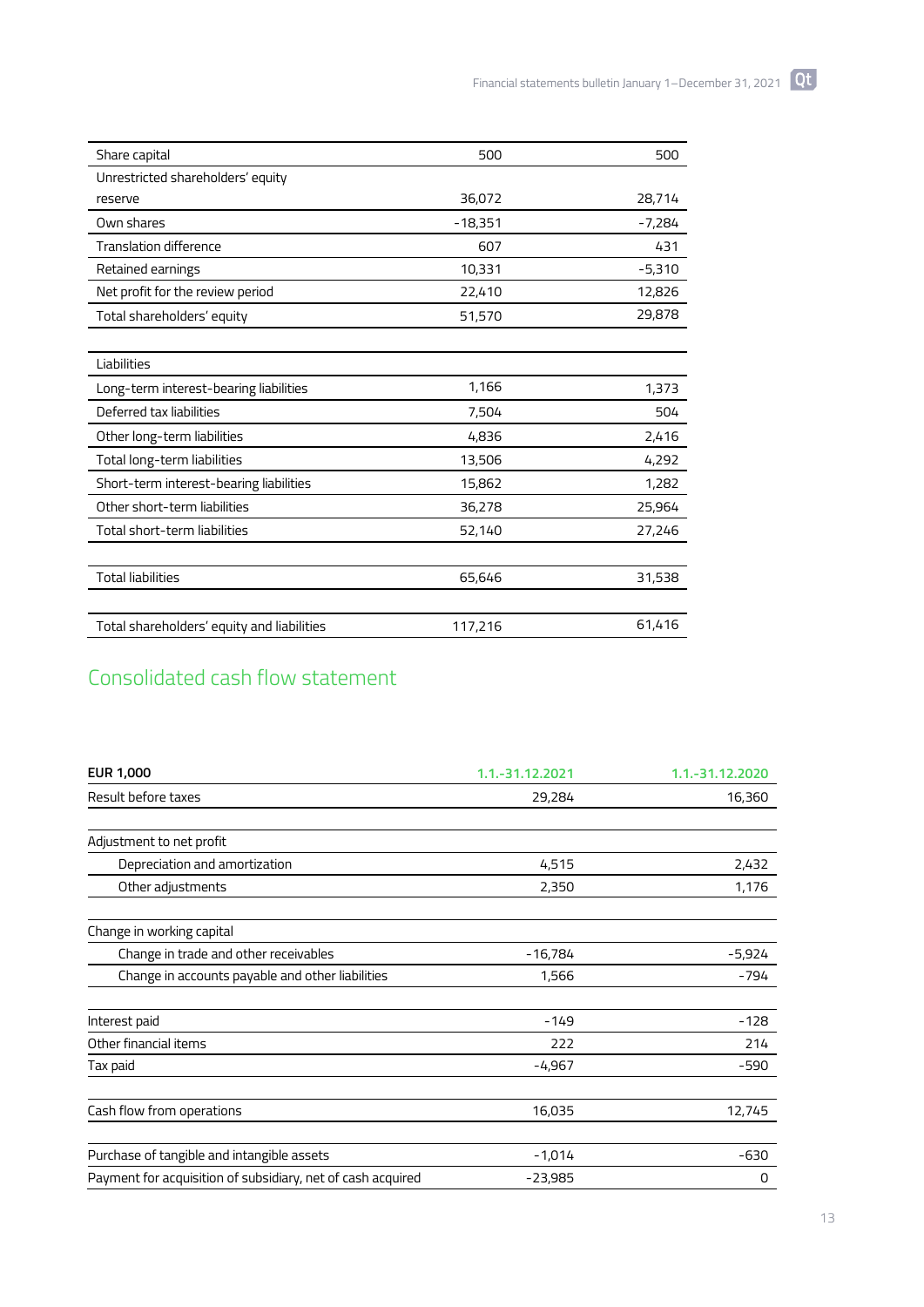| | | |
|---|---|---|
| Share capital | 500 | 500 |
| Unrestricted shareholders' equity reserve | 36,072 | 28,714 |
| Own shares | -18,351 | -7,284 |
| Translation difference | 607 | 431 |
| Retained earnings | 10,331 | -5,310 |
| Net profit for the review period | 22,410 | 12,826 |
| Total shareholders' equity | 51,570 | 29,878 |
| | | |
| Liabilities | | |
| Long-term interest-bearing liabilities | 1,166 | 1,373 |
| Deferred tax liabilities | 7,504 | 504 |
| Other long-term liabilities | 4,836 | 2,416 |
| Total long-term liabilities | 13,506 | 4,292 |
| Short-term interest-bearing liabilities | 15,862 | 1,282 |
| Other short-term liabilities | 36,278 | 25,964 |
| Total short-term liabilities | 52,140 | 27,246 |
| | | |
| Total liabilities | 65,646 | 31,538 |
| | | |
| Total shareholders' equity and liabilities | 117,216 | 61,416 |

## Consolidated cash flow statement

| EUR 1,000 | 1.1.-31.12.2021 | 1.1.-31.12.2020 |
|---|---|---|
| Result before taxes | 29,284 | 16,360 |
| | | |
| Adjustment to net profit | | |
| Depreciation and amortization | 4,515 | 2,432 |
| Other adjustments | 2,350 | 1,176 |
| | | |
| Change in working capital | | |
| Change in trade and other receivables | -16,784 | -5,924 |
| Change in accounts payable and other liabilities | 1,566 | -794 |
| | | |
| Interest paid | -149 | -128 |
| Other financial items | 222 | 214 |
| Tax paid | -4,967 | -590 |
| | | |
| Cash flow from operations | 16,035 | 12,745 |
| | | |
| Purchase of tangible and intangible assets | -1,014 | -630 |
| Payment for acquisition of subsidiary, net of cash acquired | -23,985 | 0 |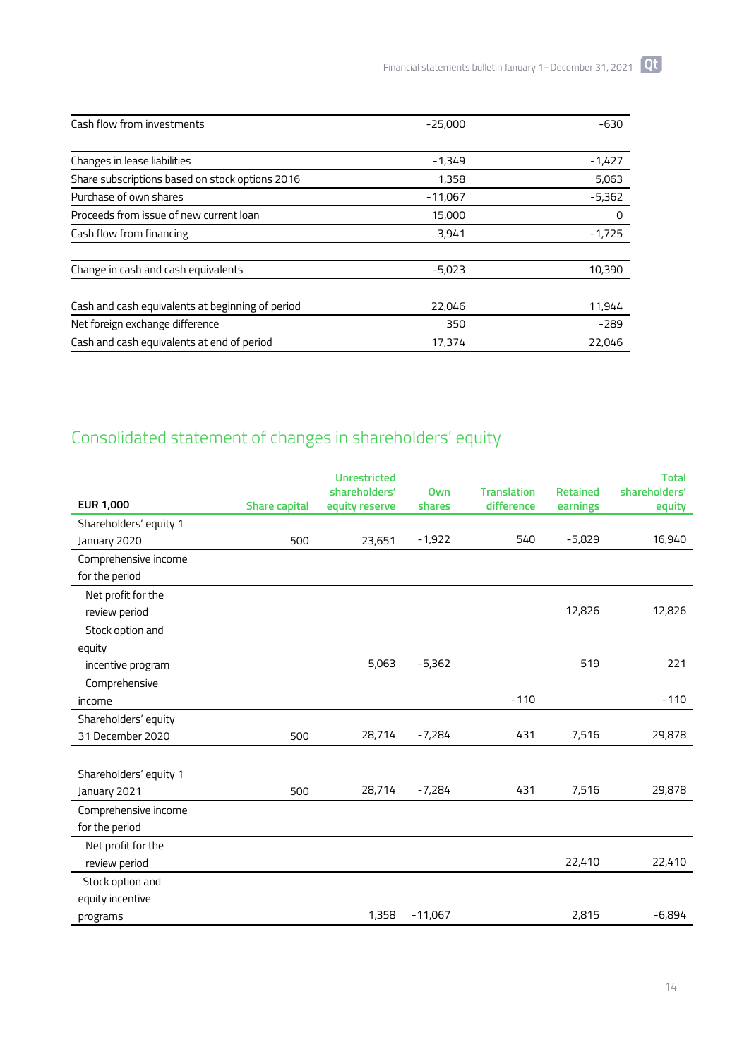| | | |
|---|---|---|
| Cash flow from investments | -25,000 | -630 |
| | | |
| Changes in lease liabilities | -1,349 | -1,427 |
| Share subscriptions based on stock options 2016 | 1,358 | 5,063 |
| Purchase of own shares | -11,067 | -5,362 |
| Proceeds from issue of new current loan | 15,000 | 0 |
| Cash flow from financing | 3,941 | -1,725 |
| | | |
| Change in cash and cash equivalents | -5,023 | 10,390 |
| | | |
| Cash and cash equivalents at beginning of period | 22,046 | 11,944 |
| Net foreign exchange difference | 350 | -289 |
| Cash and cash equivalents at end of period | 17,374 | 22,046 |

## Consolidated statement of changes in shareholders' equity

| EUR 1,000 | Share capital | Unrestricted shareholders' equity reserve | Own shares | Translation difference | Retained earnings | Total shareholders' equity |
|---|---|---|---|---|---|---|
| Shareholders' equity 1 January 2020 | 500 | 23,651 | -1,922 | 540 | -5,829 | 16,940 |
| Comprehensive income for the period | | | | | | |
| Net profit for the review period | | | | | 12,826 | 12,826 |
| Stock option and equity incentive program | | 5,063 | -5,362 | | 519 | 221 |
| Comprehensive income | | | | -110 | | -110 |
| Shareholders' equity 31 December 2020 | 500 | 28,714 | -7,284 | 431 | 7,516 | 29,878 |
| | | | | | | |
| Shareholders' equity 1 January 2021 | 500 | 28,714 | -7,284 | 431 | 7,516 | 29,878 |
| Comprehensive income for the period | | | | | | |
| Net profit for the review period | | | | | 22,410 | 22,410 |
| Stock option and equity incentive programs | | 1,358 | -11,067 | | 2,815 | -6,894 |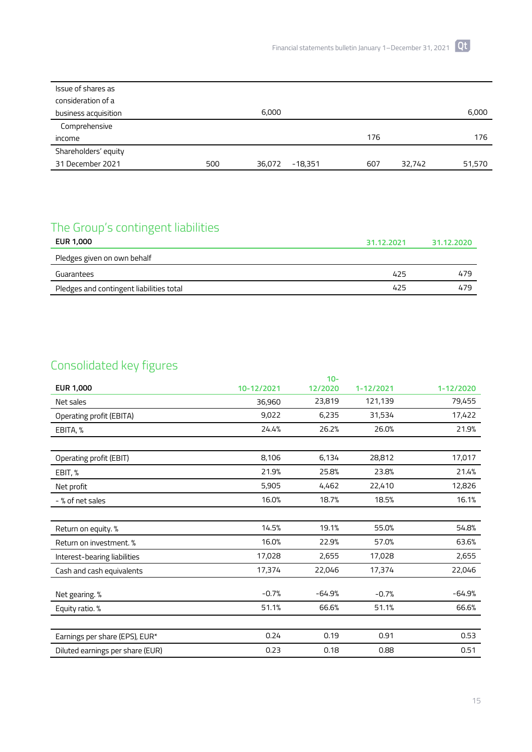| | | | | | | |
|---|---|---|---|---|---|---|
| Issue of shares as consideration of a business acquisition | | 6,000 | | | | 6,000 |
| Comprehensive income | | | | 176 | | 176 |
| Shareholders' equity 31 December 2021 | 500 | 36,072 | -18,351 | 607 | 32,742 | 51,570 |

## The Group's contingent liabilities

| EUR 1,000 | 31.12.2021 | 31.12.2020 |
|---|---|---|
| Pledges given on own behalf | | |
| Guarantees | 425 | 479 |
| Pledges and contingent liabilities total | 425 | 479 |

## Consolidated key figures

| EUR 1,000 | 10-12/2021 | 10-12/2020 | 1-12/2021 | 1-12/2020 |
|---|---|---|---|---|
| Net sales | 36,960 | 23,819 | 121,139 | 79,455 |
| Operating profit (EBITA) | 9,022 | 6,235 | 31,534 | 17,422 |
| EBITA, % | 24.4% | 26.2% | 26.0% | 21.9% |
| | | | | |
| Operating profit (EBIT) | 8,106 | 6,134 | 28,812 | 17,017 |
| EBIT, % | 21.9% | 25.8% | 23.8% | 21.4% |
| Net profit | 5,905 | 4,462 | 22,410 | 12,826 |
| - % of net sales | 16.0% | 18.7% | 18.5% | 16.1% |
| | | | | |
| Return on equity. % | 14.5% | 19.1% | 55.0% | 54.8% |
| Return on investment. % | 16.0% | 22.9% | 57.0% | 63.6% |
| Interest-bearing liabilities | 17,028 | 2,655 | 17,028 | 2,655 |
| Cash and cash equivalents | 17,374 | 22,046 | 17,374 | 22,046 |
| | | | | |
| Net gearing. % | -0.7% | -64.9% | -0.7% | -64.9% |
| Equity ratio. % | 51.1% | 66.6% | 51.1% | 66.6% |
| | | | | |
| Earnings per share (EPS), EUR* | 0.24 | 0.19 | 0.91 | 0.53 |
| Diluted earnings per share (EUR) | 0.23 | 0.18 | 0.88 | 0.51 |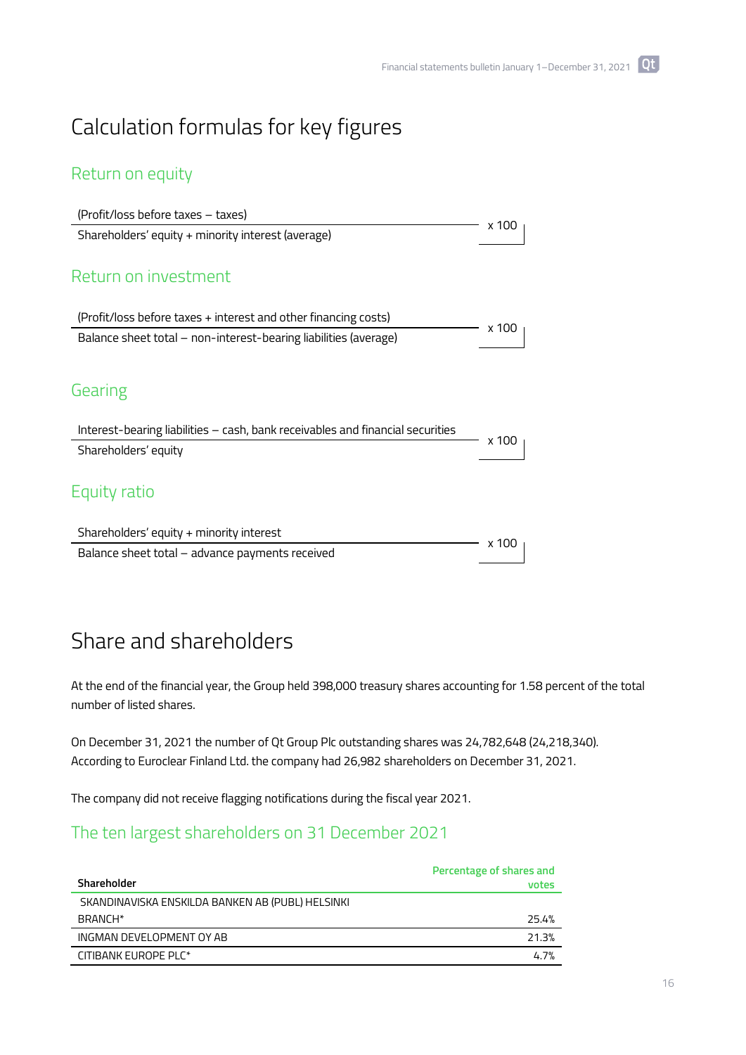# Calculation formulas for key figures

## Return on equity

$$\frac{\text{(Profit/loss before taxes – taxes)}}{\text{Shareholders' equity + minority interest (average)}} \times 100$$

## Return on investment

$$\frac{\text{(Profit/loss before taxes + interest and other financing costs)}}{\text{Balance sheet total – non-interest-bearing liabilities (average)}} \times 100$$

## Gearing

$$\frac{\text{Interest-bearing liabilities – cash, bank receivables and financial securities}}{\text{Shareholders' equity}} \times 100$$

## Equity ratio

$$\frac{\text{Shareholders' equity + minority interest}}{\text{Balance sheet total – advance payments received}} \times 100$$

# Share and shareholders

At the end of the financial year, the Group held 398,000 treasury shares accounting for 1.58 percent of the total number of listed shares.

On December 31, 2021 the number of Qt Group Plc outstanding shares was 24,782,648 (24,218,340). According to Euroclear Finland Ltd. the company had 26,982 shareholders on December 31, 2021.

The company did not receive flagging notifications during the fiscal year 2021.

## The ten largest shareholders on 31 December 2021

| Shareholder | Percentage of shares and votes |
|---|---|
| SKANDINAVISKA ENSKILDA BANKEN AB (PUBL) HELSINKI BRANCH* | 25.4% |
| INGMAN DEVELOPMENT OY AB | 21.3% |
| CITIBANK EUROPE PLC* | 4.7% |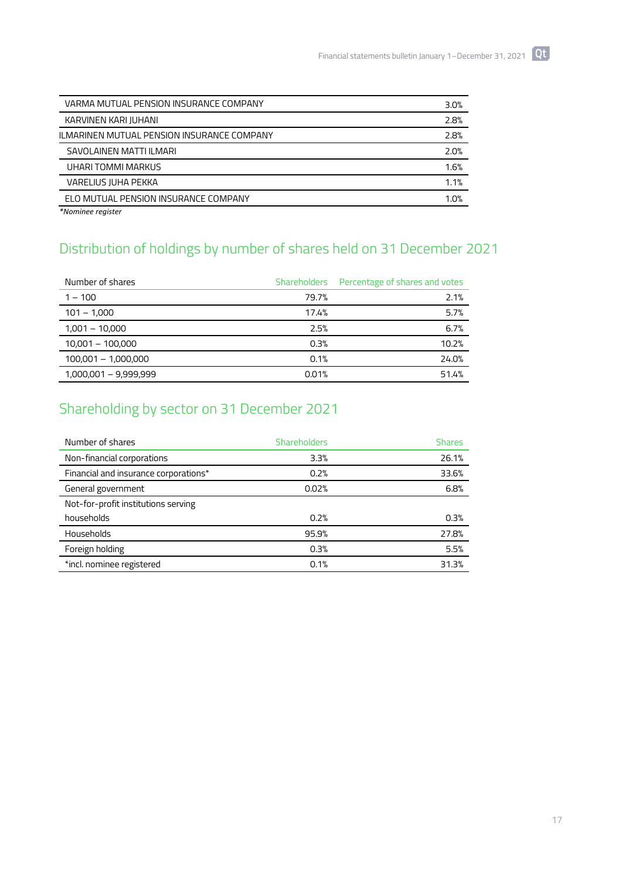| | |
|---|---|
| VARMA MUTUAL PENSION INSURANCE COMPANY | 3.0% |
| KARVINEN KARI JUHANI | 2.8% |
| ILMARINEN MUTUAL PENSION INSURANCE COMPANY | 2.8% |
| SAVOLAINEN MATTI ILMARI | 2.0% |
| UHARI TOMMI MARKUS | 1.6% |
| VARELIUS JUHA PEKKA | 1.1% |
| ELO MUTUAL PENSION INSURANCE COMPANY | 1.0% |

*\*Nominee register*

## Distribution of holdings by number of shares held on 31 December 2021

| Number of shares | Shareholders | Percentage of shares and votes |
|---|---|---|
| 1 – 100 | 79.7% | 2.1% |
| 101 – 1,000 | 17.4% | 5.7% |
| 1,001 – 10,000 | 2.5% | 6.7% |
| 10,001 – 100,000 | 0.3% | 10.2% |
| 100,001 – 1,000,000 | 0.1% | 24.0% |
| 1,000,001 – 9,999,999 | 0.01% | 51.4% |

## Shareholding by sector on 31 December 2021

| Number of shares | Shareholders | Shares |
|---|---|---|
| Non-financial corporations | 3.3% | 26.1% |
| Financial and insurance corporations* | 0.2% | 33.6% |
| General government | 0.02% | 6.8% |
| Not-for-profit institutions serving households | 0.2% | 0.3% |
| Households | 95.9% | 27.8% |
| Foreign holding | 0.3% | 5.5% |
| *incl. nominee registered | 0.1% | 31.3% |